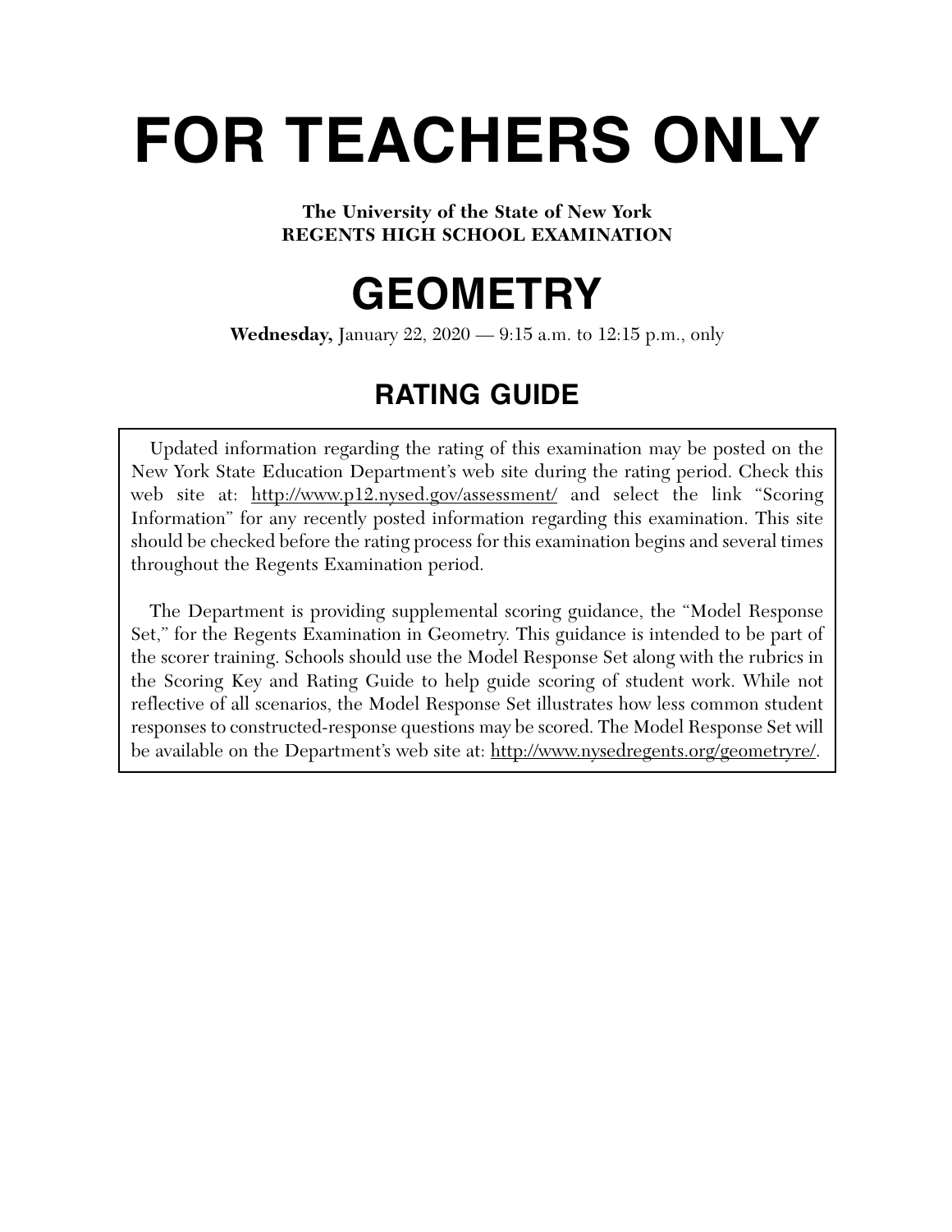# FOR TEACHERS ONLY

**The University of the State of New York**
**REGENTS HIGH SCHOOL EXAMINATION**

# GEOMETRY

**Wednesday,** January 22, 2020 — 9:15 a.m. to 12:15 p.m., only

## RATING GUIDE

Updated information regarding the rating of this examination may be posted on the New York State Education Department's web site during the rating period. Check this web site at: http://www.p12.nysed.gov/assessment/ and select the link "Scoring Information" for any recently posted information regarding this examination. This site should be checked before the rating process for this examination begins and several times throughout the Regents Examination period.

The Department is providing supplemental scoring guidance, the "Model Response Set," for the Regents Examination in Geometry. This guidance is intended to be part of the scorer training. Schools should use the Model Response Set along with the rubrics in the Scoring Key and Rating Guide to help guide scoring of student work. While not reflective of all scenarios, the Model Response Set illustrates how less common student responses to constructed-response questions may be scored. The Model Response Set will be available on the Department's web site at: http://www.nysedregents.org/geometryre/.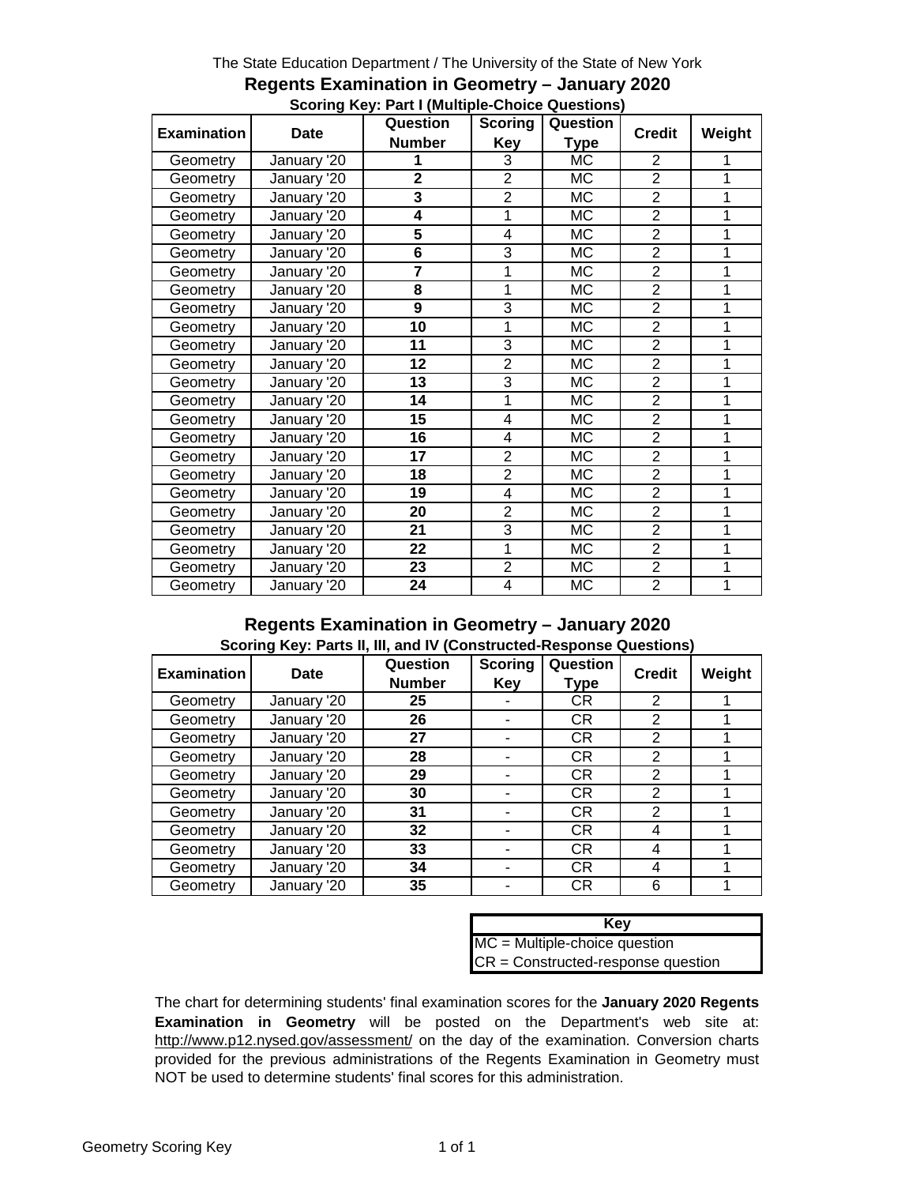The State Education Department / The University of the State of New York

## Regents Examination in Geometry – January 2020

### Scoring Key: Part I (Multiple-Choice Questions)

| Examination | Date | Question Number | Scoring Key | Question Type | Credit | Weight |
|---|---|---|---|---|---|---|
| Geometry | January '20 | **1** | 3 | MC | 2 | 1 |
| Geometry | January '20 | **2** | 2 | MC | 2 | 1 |
| Geometry | January '20 | **3** | 2 | MC | 2 | 1 |
| Geometry | January '20 | **4** | 1 | MC | 2 | 1 |
| Geometry | January '20 | **5** | 4 | MC | 2 | 1 |
| Geometry | January '20 | **6** | 3 | MC | 2 | 1 |
| Geometry | January '20 | **7** | 1 | MC | 2 | 1 |
| Geometry | January '20 | **8** | 1 | MC | 2 | 1 |
| Geometry | January '20 | **9** | 3 | MC | 2 | 1 |
| Geometry | January '20 | **10** | 1 | MC | 2 | 1 |
| Geometry | January '20 | **11** | 3 | MC | 2 | 1 |
| Geometry | January '20 | **12** | 2 | MC | 2 | 1 |
| Geometry | January '20 | **13** | 3 | MC | 2 | 1 |
| Geometry | January '20 | **14** | 1 | MC | 2 | 1 |
| Geometry | January '20 | **15** | 4 | MC | 2 | 1 |
| Geometry | January '20 | **16** | 4 | MC | 2 | 1 |
| Geometry | January '20 | **17** | 2 | MC | 2 | 1 |
| Geometry | January '20 | **18** | 2 | MC | 2 | 1 |
| Geometry | January '20 | **19** | 4 | MC | 2 | 1 |
| Geometry | January '20 | **20** | 2 | MC | 2 | 1 |
| Geometry | January '20 | **21** | 3 | MC | 2 | 1 |
| Geometry | January '20 | **22** | 1 | MC | 2 | 1 |
| Geometry | January '20 | **23** | 2 | MC | 2 | 1 |
| Geometry | January '20 | **24** | 4 | MC | 2 | 1 |

## Regents Examination in Geometry – January 2020

### Scoring Key: Parts II, III, and IV (Constructed-Response Questions)

| Examination | Date | Question Number | Scoring Key | Question Type | Credit | Weight |
|---|---|---|---|---|---|---|
| Geometry | January '20 | **25** | - | CR | 2 | 1 |
| Geometry | January '20 | **26** | - | CR | 2 | 1 |
| Geometry | January '20 | **27** | - | CR | 2 | 1 |
| Geometry | January '20 | **28** | - | CR | 2 | 1 |
| Geometry | January '20 | **29** | - | CR | 2 | 1 |
| Geometry | January '20 | **30** | - | CR | 2 | 1 |
| Geometry | January '20 | **31** | - | CR | 2 | 1 |
| Geometry | January '20 | **32** | - | CR | 4 | 1 |
| Geometry | January '20 | **33** | - | CR | 4 | 1 |
| Geometry | January '20 | **34** | - | CR | 4 | 1 |
| Geometry | January '20 | **35** | - | CR | 6 | 1 |

| Key |
|---|
| MC = Multiple-choice question |
| CR = Constructed-response question |

The chart for determining students' final examination scores for the **January 2020 Regents Examination in Geometry** will be posted on the Department's web site at: http://www.p12.nysed.gov/assessment/ on the day of the examination. Conversion charts provided for the previous administrations of the Regents Examination in Geometry must NOT be used to determine students' final scores for this administration.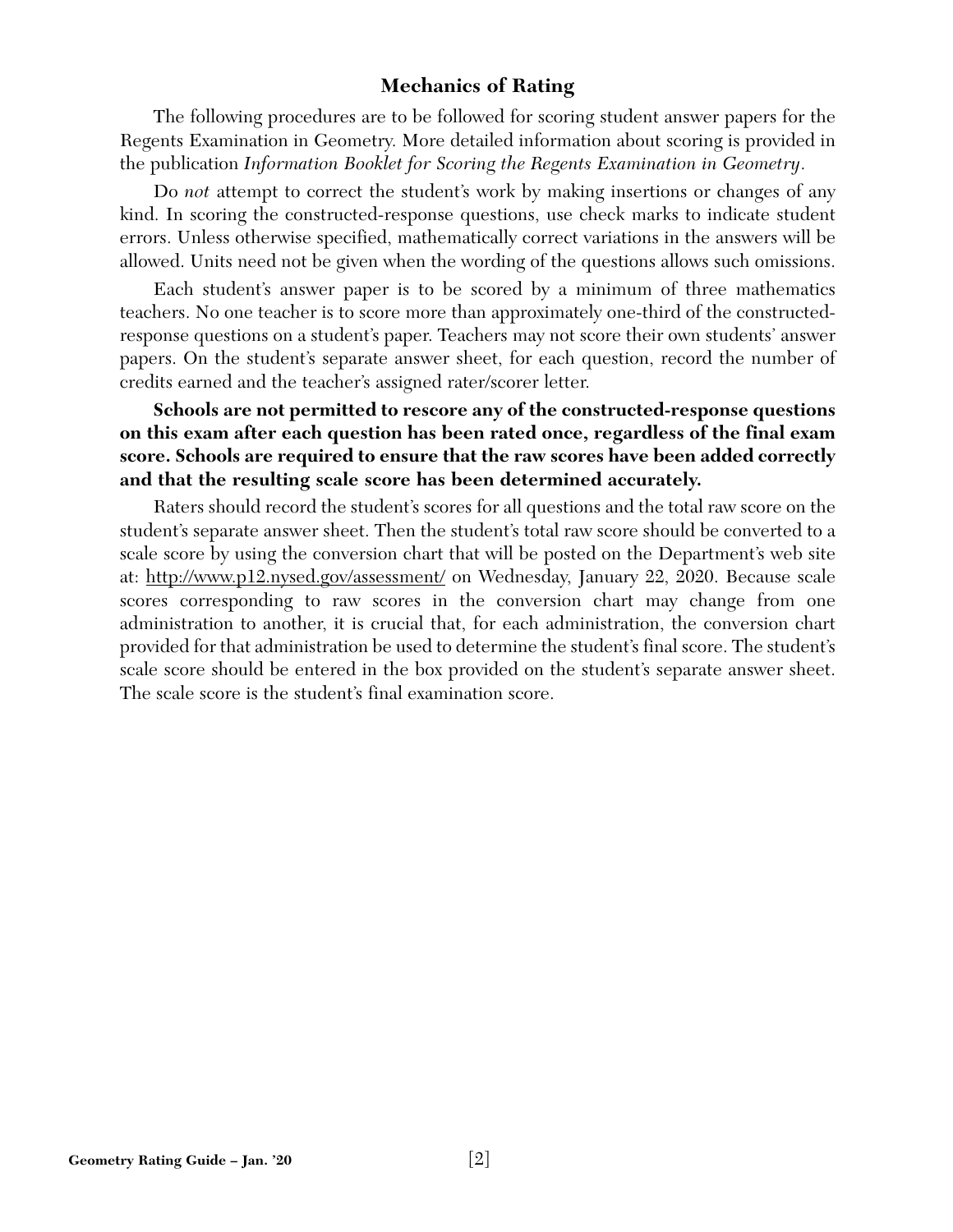## Mechanics of Rating

The following procedures are to be followed for scoring student answer papers for the Regents Examination in Geometry. More detailed information about scoring is provided in the publication *Information Booklet for Scoring the Regents Examination in Geometry*.

Do *not* attempt to correct the student's work by making insertions or changes of any kind. In scoring the constructed-response questions, use check marks to indicate student errors. Unless otherwise specified, mathematically correct variations in the answers will be allowed. Units need not be given when the wording of the questions allows such omissions.

Each student's answer paper is to be scored by a minimum of three mathematics teachers. No one teacher is to score more than approximately one-third of the constructed-response questions on a student's paper. Teachers may not score their own students' answer papers. On the student's separate answer sheet, for each question, record the number of credits earned and the teacher's assigned rater/scorer letter.

**Schools are not permitted to rescore any of the constructed-response questions on this exam after each question has been rated once, regardless of the final exam score. Schools are required to ensure that the raw scores have been added correctly and that the resulting scale score has been determined accurately.**

Raters should record the student's scores for all questions and the total raw score on the student's separate answer sheet. Then the student's total raw score should be converted to a scale score by using the conversion chart that will be posted on the Department's web site at: http://www.p12.nysed.gov/assessment/ on Wednesday, January 22, 2020. Because scale scores corresponding to raw scores in the conversion chart may change from one administration to another, it is crucial that, for each administration, the conversion chart provided for that administration be used to determine the student's final score. The student's scale score should be entered in the box provided on the student's separate answer sheet. The scale score is the student's final examination score.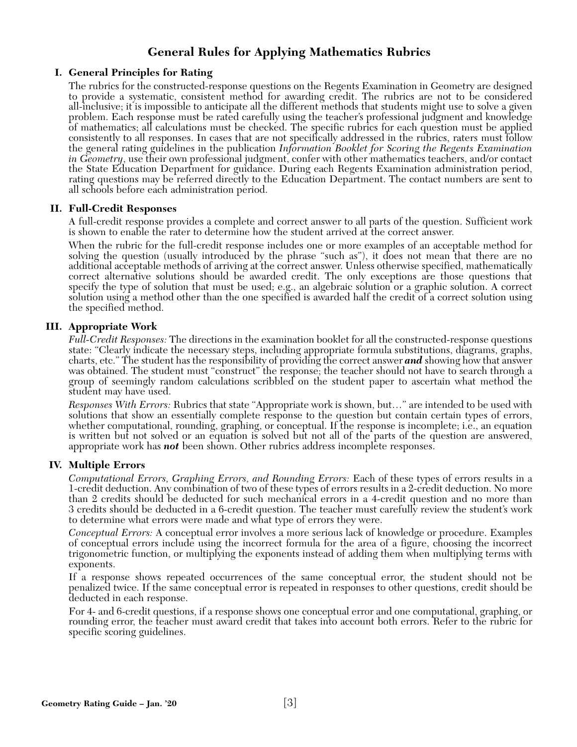# General Rules for Applying Mathematics Rubrics

## I. General Principles for Rating

The rubrics for the constructed-response questions on the Regents Examination in Geometry are designed to provide a systematic, consistent method for awarding credit. The rubrics are not to be considered all-inclusive; it is impossible to anticipate all the different methods that students might use to solve a given problem. Each response must be rated carefully using the teacher's professional judgment and knowledge of mathematics; all calculations must be checked. The specific rubrics for each question must be applied consistently to all responses. In cases that are not specifically addressed in the rubrics, raters must follow the general rating guidelines in the publication *Information Booklet for Scoring the Regents Examination in Geometry*, use their own professional judgment, confer with other mathematics teachers, and/or contact the State Education Department for guidance. During each Regents Examination administration period, rating questions may be referred directly to the Education Department. The contact numbers are sent to all schools before each administration period.

## II. Full-Credit Responses

A full-credit response provides a complete and correct answer to all parts of the question. Sufficient work is shown to enable the rater to determine how the student arrived at the correct answer.

When the rubric for the full-credit response includes one or more examples of an acceptable method for solving the question (usually introduced by the phrase "such as"), it does not mean that there are no additional acceptable methods of arriving at the correct answer. Unless otherwise specified, mathematically correct alternative solutions should be awarded credit. The only exceptions are those questions that specify the type of solution that must be used; e.g., an algebraic solution or a graphic solution. A correct solution using a method other than the one specified is awarded half the credit of a correct solution using the specified method.

## III. Appropriate Work

*Full-Credit Responses:* The directions in the examination booklet for all the constructed-response questions state: "Clearly indicate the necessary steps, including appropriate formula substitutions, diagrams, graphs, charts, etc." The student has the responsibility of providing the correct answer ***and*** showing how that answer was obtained. The student must "construct" the response; the teacher should not have to search through a group of seemingly random calculations scribbled on the student paper to ascertain what method the student may have used.

*Responses With Errors:* Rubrics that state "Appropriate work is shown, but…" are intended to be used with solutions that show an essentially complete response to the question but contain certain types of errors, whether computational, rounding, graphing, or conceptual. If the response is incomplete; i.e., an equation is written but not solved or an equation is solved but not all of the parts of the question are answered, appropriate work has ***not*** been shown. Other rubrics address incomplete responses.

## IV. Multiple Errors

*Computational Errors, Graphing Errors, and Rounding Errors:* Each of these types of errors results in a 1-credit deduction. Any combination of two of these types of errors results in a 2-credit deduction. No more than 2 credits should be deducted for such mechanical errors in a 4-credit question and no more than 3 credits should be deducted in a 6-credit question. The teacher must carefully review the student's work to determine what errors were made and what type of errors they were.

*Conceptual Errors:* A conceptual error involves a more serious lack of knowledge or procedure. Examples of conceptual errors include using the incorrect formula for the area of a figure, choosing the incorrect trigonometric function, or multiplying the exponents instead of adding them when multiplying terms with exponents.

If a response shows repeated occurrences of the same conceptual error, the student should not be penalized twice. If the same conceptual error is repeated in responses to other questions, credit should be deducted in each response.

For 4- and 6-credit questions, if a response shows one conceptual error and one computational, graphing, or rounding error, the teacher must award credit that takes into account both errors. Refer to the rubric for specific scoring guidelines.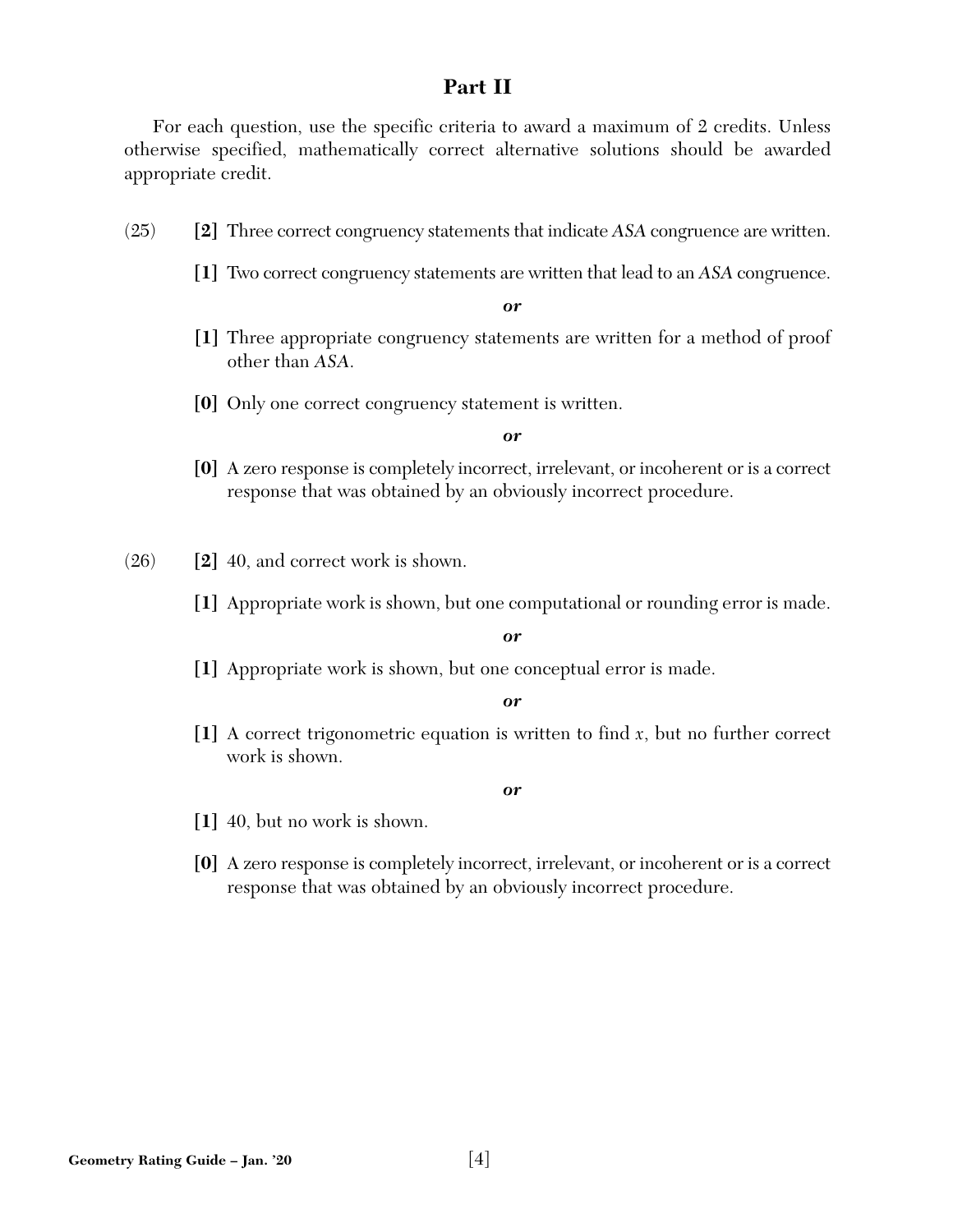## Part II

For each question, use the specific criteria to award a maximum of 2 credits. Unless otherwise specified, mathematically correct alternative solutions should be awarded appropriate credit.

(25) **[2]** Three correct congruency statements that indicate *ASA* congruence are written.

**[1]** Two correct congruency statements are written that lead to an *ASA* congruence.

***or***

**[1]** Three appropriate congruency statements are written for a method of proof other than *ASA*.

**[0]** Only one correct congruency statement is written.

***or***

**[0]** A zero response is completely incorrect, irrelevant, or incoherent or is a correct response that was obtained by an obviously incorrect procedure.

(26) **[2]** 40, and correct work is shown.

**[1]** Appropriate work is shown, but one computational or rounding error is made.

***or***

**[1]** Appropriate work is shown, but one conceptual error is made.

***or***

**[1]** A correct trigonometric equation is written to find $x$, but no further correct work is shown.

***or***

**[1]** 40, but no work is shown.

**[0]** A zero response is completely incorrect, irrelevant, or incoherent or is a correct response that was obtained by an obviously incorrect procedure.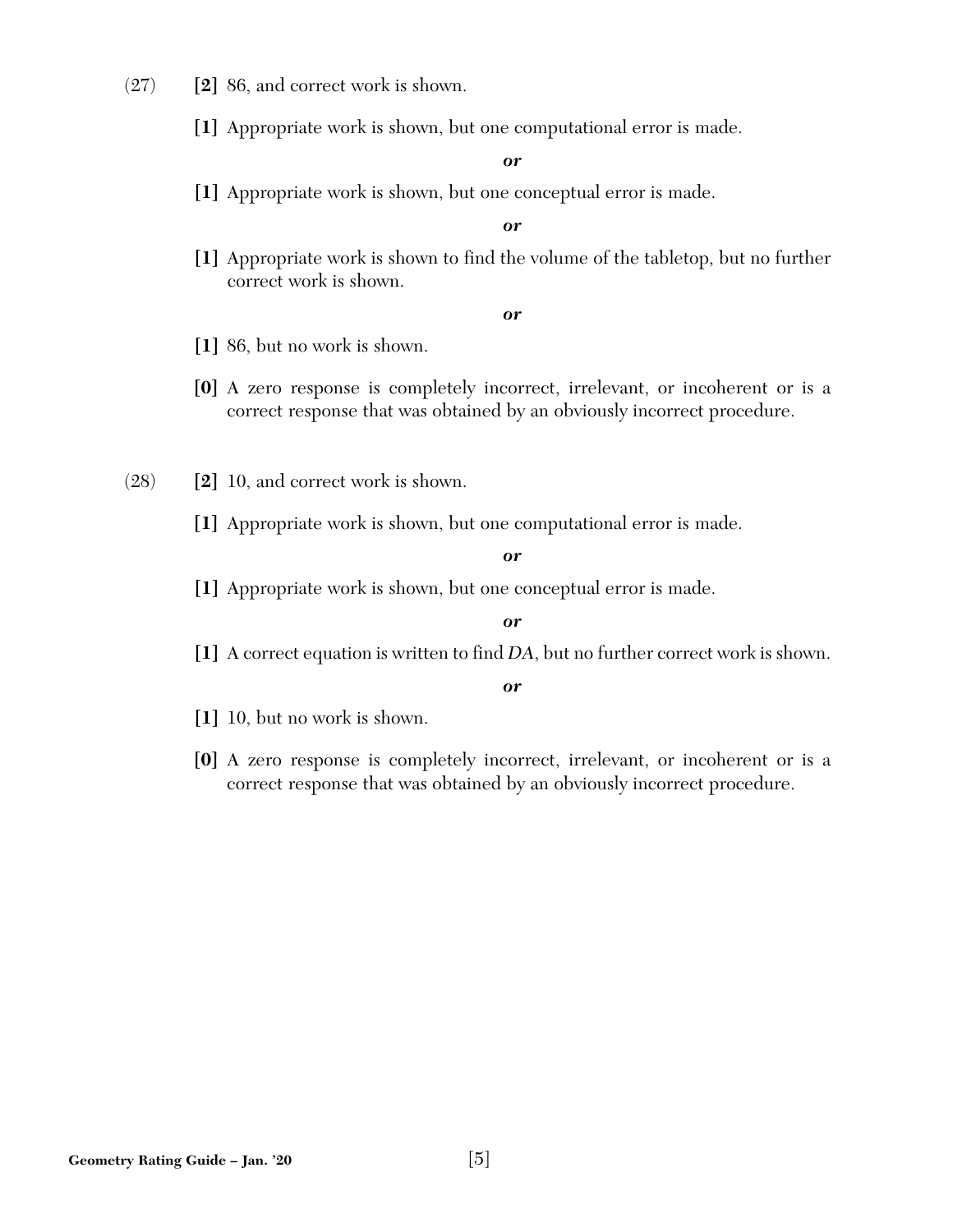(27) **[2]** 86, and correct work is shown.

**[1]** Appropriate work is shown, but one computational error is made.

***or***

**[1]** Appropriate work is shown, but one conceptual error is made.

***or***

**[1]** Appropriate work is shown to find the volume of the tabletop, but no further correct work is shown.

***or***

**[1]** 86, but no work is shown.

**[0]** A zero response is completely incorrect, irrelevant, or incoherent or is a correct response that was obtained by an obviously incorrect procedure.

(28) **[2]** 10, and correct work is shown.

**[1]** Appropriate work is shown, but one computational error is made.

***or***

**[1]** Appropriate work is shown, but one conceptual error is made.

***or***

**[1]** A correct equation is written to find $DA$, but no further correct work is shown.

***or***

**[1]** 10, but no work is shown.

**[0]** A zero response is completely incorrect, irrelevant, or incoherent or is a correct response that was obtained by an obviously incorrect procedure.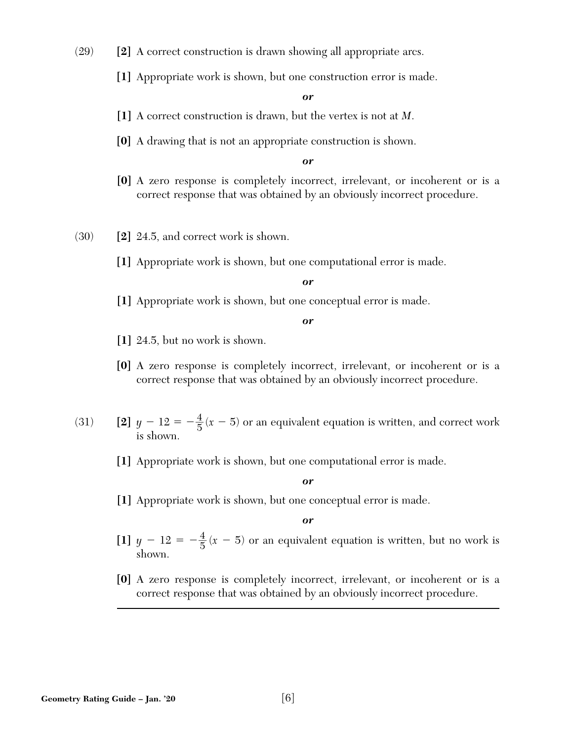(29) **[2]** A correct construction is drawn showing all appropriate arcs.

**[1]** Appropriate work is shown, but one construction error is made.

***or***

**[1]** A correct construction is drawn, but the vertex is not at *M*.

**[0]** A drawing that is not an appropriate construction is shown.

***or***

**[0]** A zero response is completely incorrect, irrelevant, or incoherent or is a correct response that was obtained by an obviously incorrect procedure.

(30) **[2]** 24.5, and correct work is shown.

**[1]** Appropriate work is shown, but one computational error is made.

***or***

**[1]** Appropriate work is shown, but one conceptual error is made.

***or***

**[1]** 24.5, but no work is shown.

**[0]** A zero response is completely incorrect, irrelevant, or incoherent or is a correct response that was obtained by an obviously incorrect procedure.

(31) **[2]** $y - 12 = -\frac{4}{5}(x - 5)$ or an equivalent equation is written, and correct work is shown.

**[1]** Appropriate work is shown, but one computational error is made.

***or***

**[1]** Appropriate work is shown, but one conceptual error is made.

***or***

**[1]** $y - 12 = -\frac{4}{5}(x - 5)$ or an equivalent equation is written, but no work is shown.

**[0]** A zero response is completely incorrect, irrelevant, or incoherent or is a correct response that was obtained by an obviously incorrect procedure.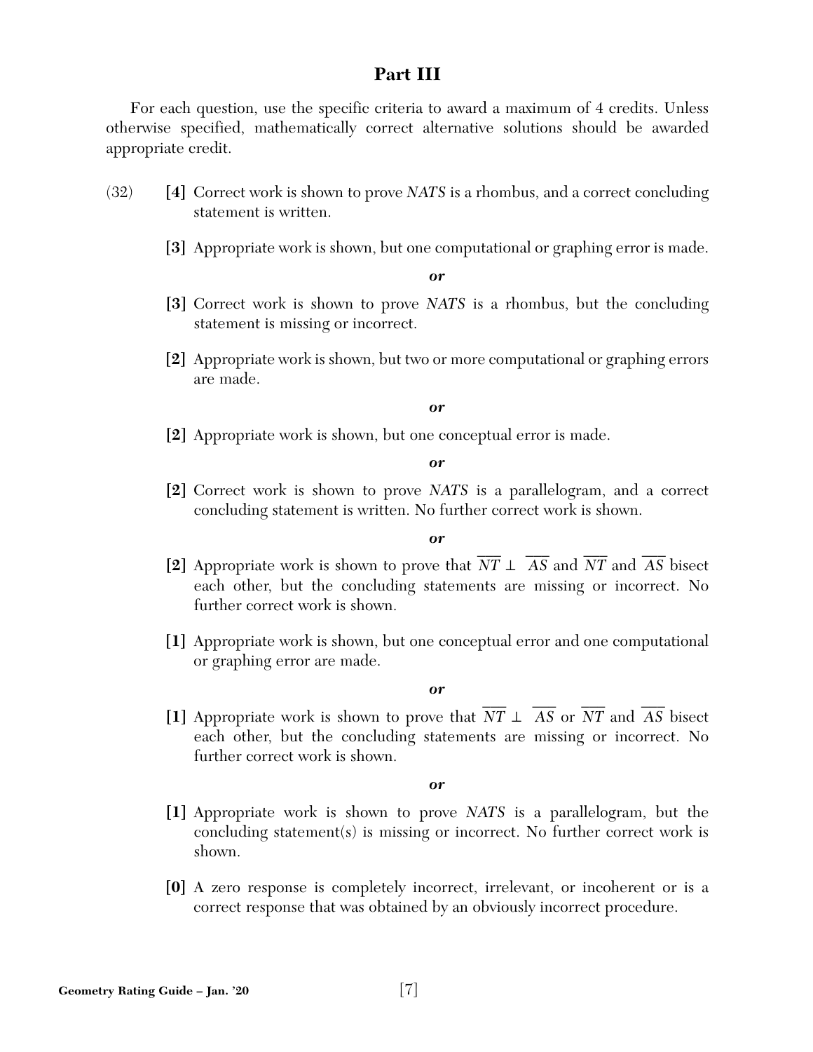## Part III

For each question, use the specific criteria to award a maximum of 4 credits. Unless otherwise specified, mathematically correct alternative solutions should be awarded appropriate credit.

(32) **[4]** Correct work is shown to prove *NATS* is a rhombus, and a correct concluding statement is written.

**[3]** Appropriate work is shown, but one computational or graphing error is made.

***or***

**[3]** Correct work is shown to prove *NATS* is a rhombus, but the concluding statement is missing or incorrect.

**[2]** Appropriate work is shown, but two or more computational or graphing errors are made.

***or***

**[2]** Appropriate work is shown, but one conceptual error is made.

***or***

**[2]** Correct work is shown to prove *NATS* is a parallelogram, and a correct concluding statement is written. No further correct work is shown.

***or***

**[2]** Appropriate work is shown to prove that $\overline{NT} \perp \overline{AS}$ and $\overline{NT}$ and $\overline{AS}$ bisect each other, but the concluding statements are missing or incorrect. No further correct work is shown.

**[1]** Appropriate work is shown, but one conceptual error and one computational or graphing error are made.

***or***

**[1]** Appropriate work is shown to prove that $\overline{NT} \perp \overline{AS}$ or $\overline{NT}$ and $\overline{AS}$ bisect each other, but the concluding statements are missing or incorrect. No further correct work is shown.

***or***

**[1]** Appropriate work is shown to prove *NATS* is a parallelogram, but the concluding statement(s) is missing or incorrect. No further correct work is shown.

**[0]** A zero response is completely incorrect, irrelevant, or incoherent or is a correct response that was obtained by an obviously incorrect procedure.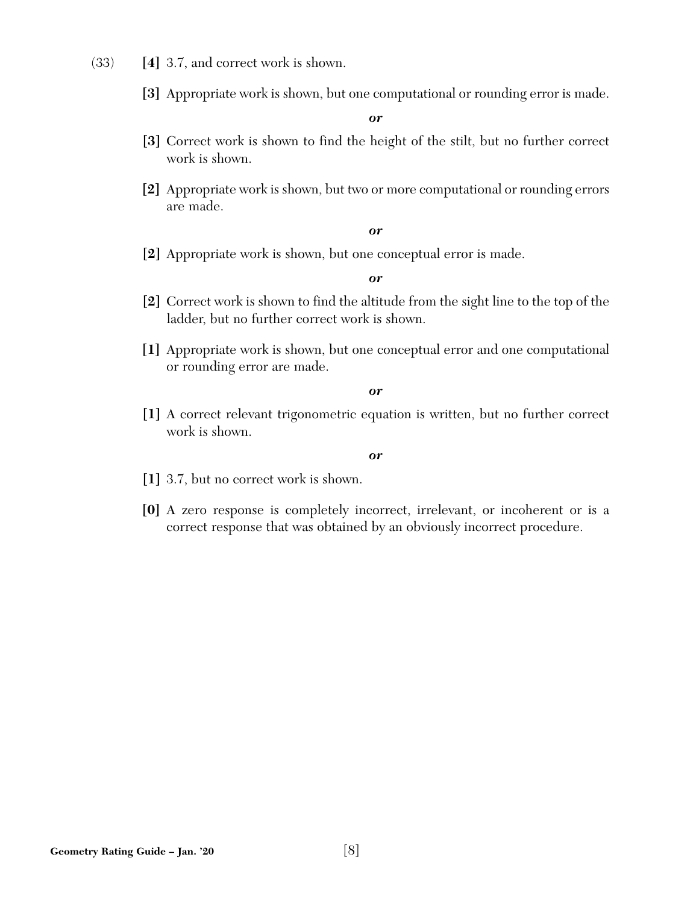(33) **[4]** 3.7, and correct work is shown.

**[3]** Appropriate work is shown, but one computational or rounding error is made.

***or***

**[3]** Correct work is shown to find the height of the stilt, but no further correct work is shown.

**[2]** Appropriate work is shown, but two or more computational or rounding errors are made.

***or***

**[2]** Appropriate work is shown, but one conceptual error is made.

***or***

**[2]** Correct work is shown to find the altitude from the sight line to the top of the ladder, but no further correct work is shown.

**[1]** Appropriate work is shown, but one conceptual error and one computational or rounding error are made.

***or***

**[1]** A correct relevant trigonometric equation is written, but no further correct work is shown.

***or***

**[1]** 3.7, but no correct work is shown.

**[0]** A zero response is completely incorrect, irrelevant, or incoherent or is a correct response that was obtained by an obviously incorrect procedure.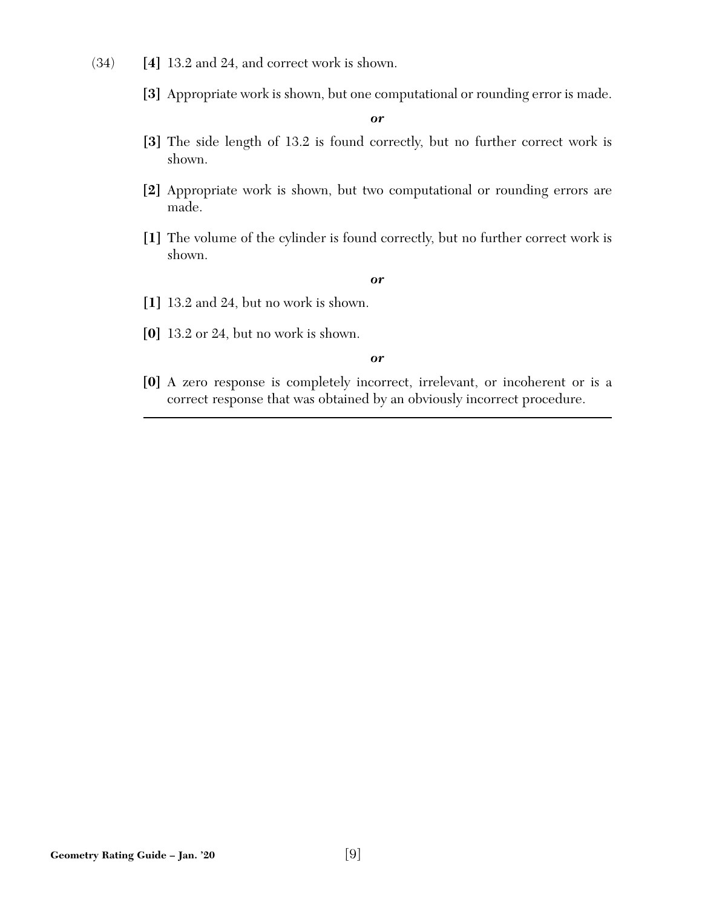(34) **[4]** 13.2 and 24, and correct work is shown.

**[3]** Appropriate work is shown, but one computational or rounding error is made.

***or***

**[3]** The side length of 13.2 is found correctly, but no further correct work is shown.

**[2]** Appropriate work is shown, but two computational or rounding errors are made.

**[1]** The volume of the cylinder is found correctly, but no further correct work is shown.

***or***

**[1]** 13.2 and 24, but no work is shown.

**[0]** 13.2 or 24, but no work is shown.

***or***

**[0]** A zero response is completely incorrect, irrelevant, or incoherent or is a correct response that was obtained by an obviously incorrect procedure.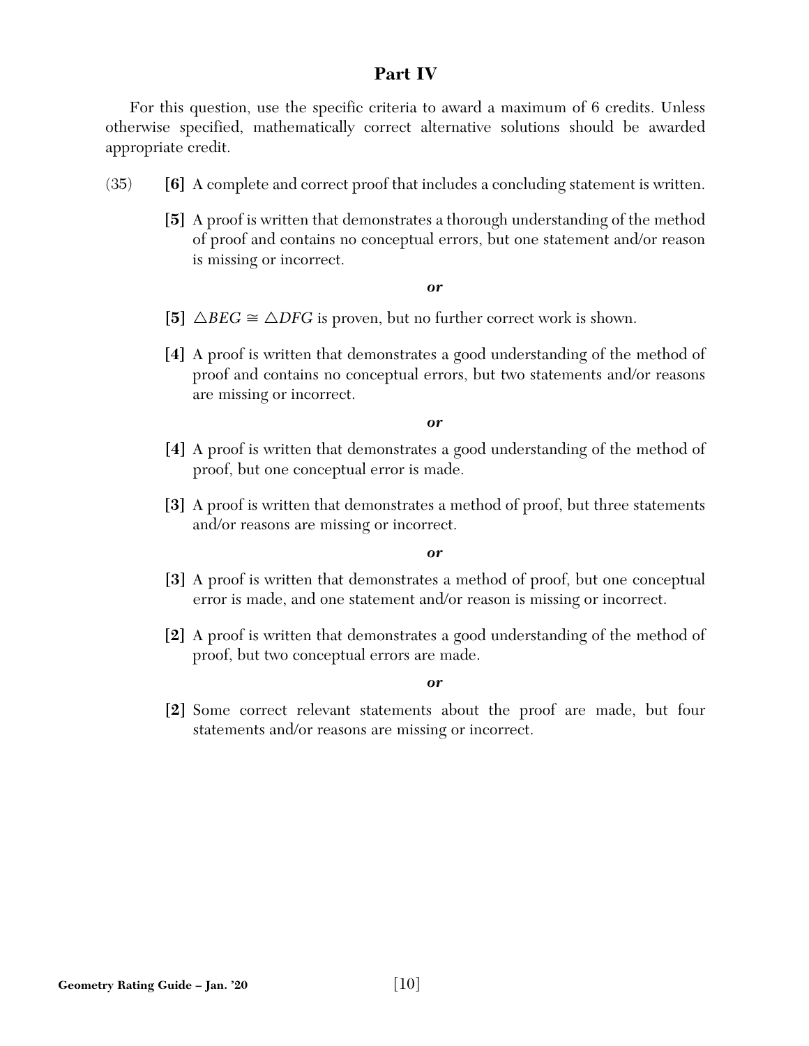## Part IV

For this question, use the specific criteria to award a maximum of 6 credits. Unless otherwise specified, mathematically correct alternative solutions should be awarded appropriate credit.

(35) **[6]** A complete and correct proof that includes a concluding statement is written.

**[5]** A proof is written that demonstrates a thorough understanding of the method of proof and contains no conceptual errors, but one statement and/or reason is missing or incorrect.

***or***

**[5]** $\triangle BEG \cong \triangle DFG$ is proven, but no further correct work is shown.

**[4]** A proof is written that demonstrates a good understanding of the method of proof and contains no conceptual errors, but two statements and/or reasons are missing or incorrect.

***or***

**[4]** A proof is written that demonstrates a good understanding of the method of proof, but one conceptual error is made.

**[3]** A proof is written that demonstrates a method of proof, but three statements and/or reasons are missing or incorrect.

***or***

**[3]** A proof is written that demonstrates a method of proof, but one conceptual error is made, and one statement and/or reason is missing or incorrect.

**[2]** A proof is written that demonstrates a good understanding of the method of proof, but two conceptual errors are made.

***or***

**[2]** Some correct relevant statements about the proof are made, but four statements and/or reasons are missing or incorrect.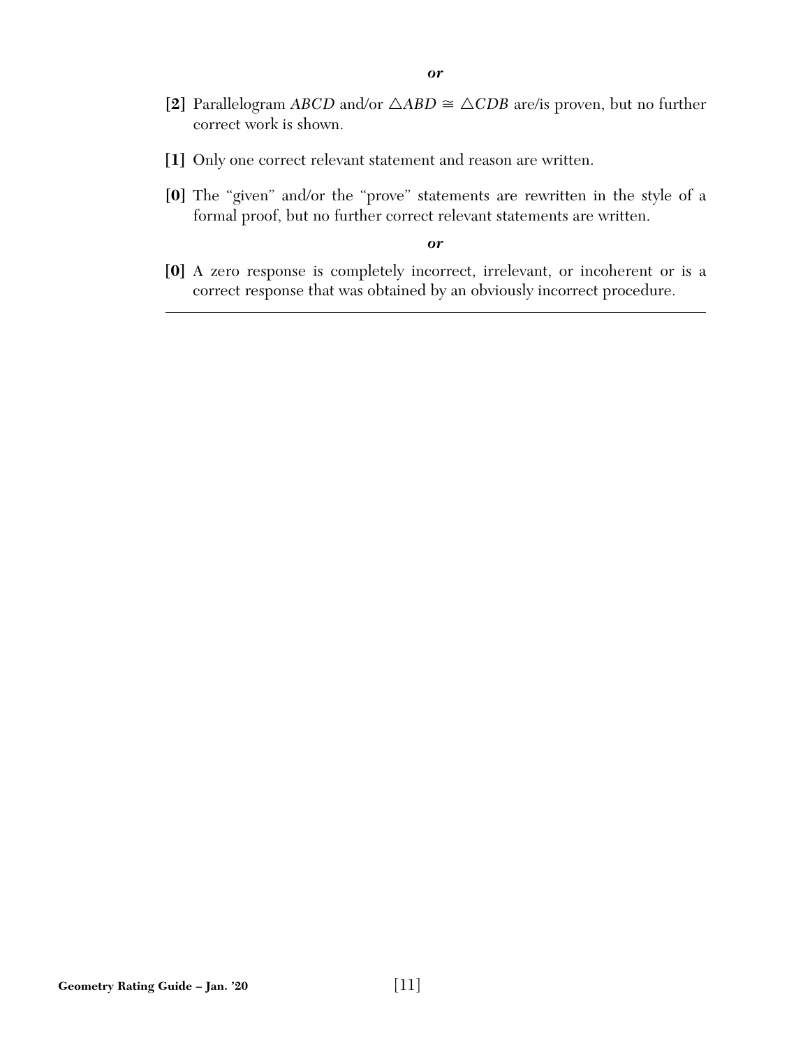*or*

**[2]** Parallelogram *ABCD* and/or $\triangle ABD \cong \triangle CDB$ are/is proven, but no further correct work is shown.

**[1]** Only one correct relevant statement and reason are written.

**[0]** The "given" and/or the "prove" statements are rewritten in the style of a formal proof, but no further correct relevant statements are written.

*or*

**[0]** A zero response is completely incorrect, irrelevant, or incoherent or is a correct response that was obtained by an obviously incorrect procedure.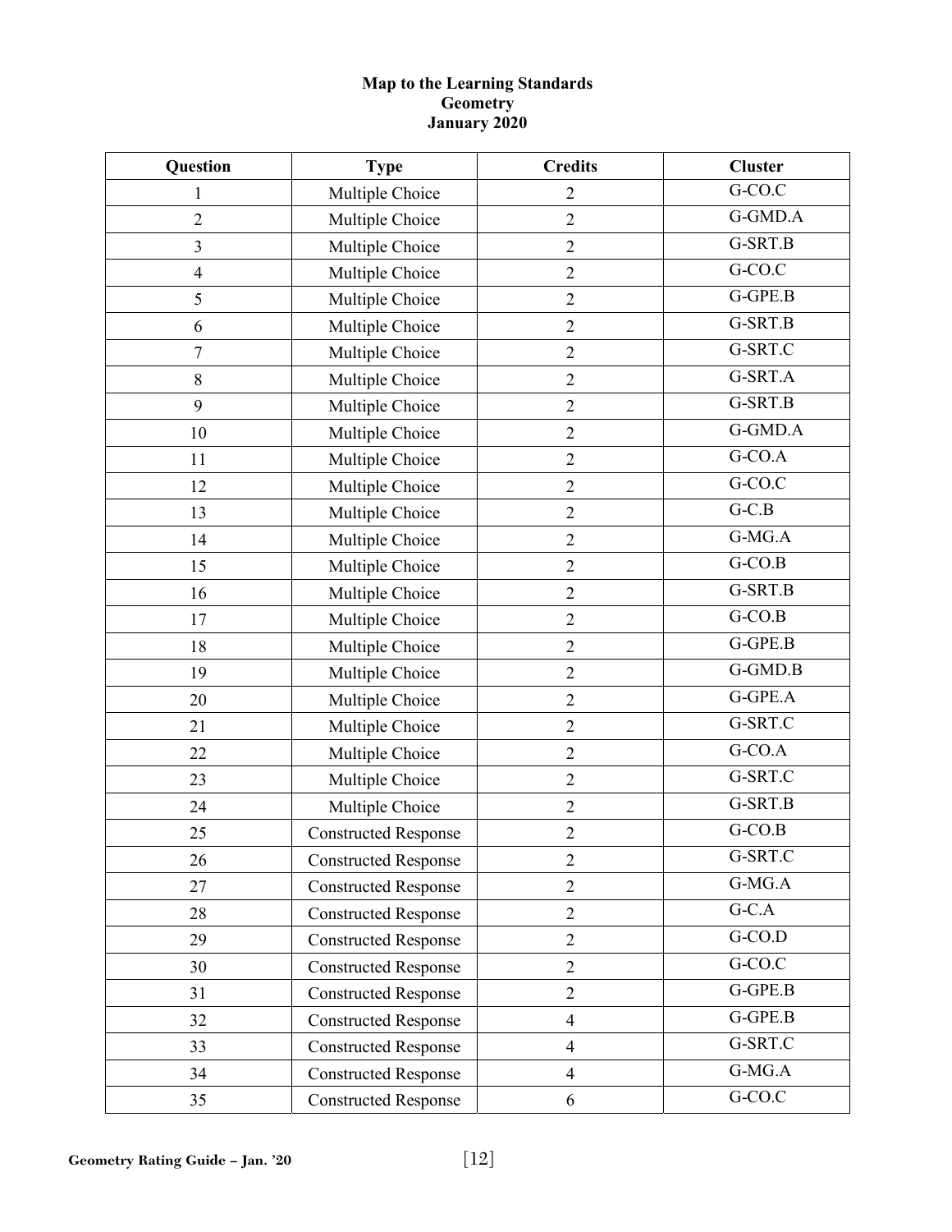# Map to the Learning Standards
## Geometry
## January 2020

| Question | Type | Credits | Cluster |
|---|---|---|---|
| 1 | Multiple Choice | 2 | G-CO.C |
| 2 | Multiple Choice | 2 | G-GMD.A |
| 3 | Multiple Choice | 2 | G-SRT.B |
| 4 | Multiple Choice | 2 | G-CO.C |
| 5 | Multiple Choice | 2 | G-GPE.B |
| 6 | Multiple Choice | 2 | G-SRT.B |
| 7 | Multiple Choice | 2 | G-SRT.C |
| 8 | Multiple Choice | 2 | G-SRT.A |
| 9 | Multiple Choice | 2 | G-SRT.B |
| 10 | Multiple Choice | 2 | G-GMD.A |
| 11 | Multiple Choice | 2 | G-CO.A |
| 12 | Multiple Choice | 2 | G-CO.C |
| 13 | Multiple Choice | 2 | G-C.B |
| 14 | Multiple Choice | 2 | G-MG.A |
| 15 | Multiple Choice | 2 | G-CO.B |
| 16 | Multiple Choice | 2 | G-SRT.B |
| 17 | Multiple Choice | 2 | G-CO.B |
| 18 | Multiple Choice | 2 | G-GPE.B |
| 19 | Multiple Choice | 2 | G-GMD.B |
| 20 | Multiple Choice | 2 | G-GPE.A |
| 21 | Multiple Choice | 2 | G-SRT.C |
| 22 | Multiple Choice | 2 | G-CO.A |
| 23 | Multiple Choice | 2 | G-SRT.C |
| 24 | Multiple Choice | 2 | G-SRT.B |
| 25 | Constructed Response | 2 | G-CO.B |
| 26 | Constructed Response | 2 | G-SRT.C |
| 27 | Constructed Response | 2 | G-MG.A |
| 28 | Constructed Response | 2 | G-C.A |
| 29 | Constructed Response | 2 | G-CO.D |
| 30 | Constructed Response | 2 | G-CO.C |
| 31 | Constructed Response | 2 | G-GPE.B |
| 32 | Constructed Response | 4 | G-GPE.B |
| 33 | Constructed Response | 4 | G-SRT.C |
| 34 | Constructed Response | 4 | G-MG.A |
| 35 | Constructed Response | 6 | G-CO.C |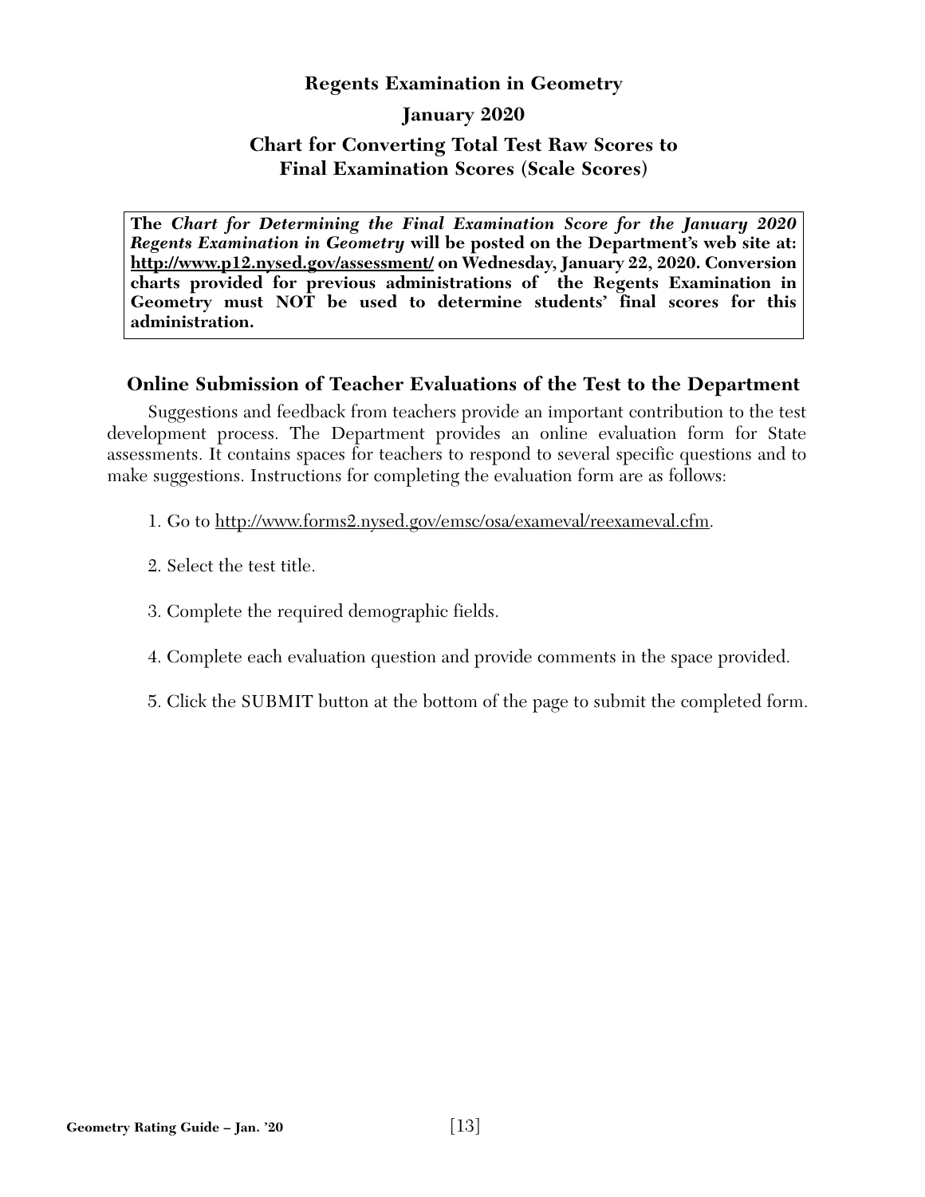## Regents Examination in Geometry

## January 2020

## Chart for Converting Total Test Raw Scores to Final Examination Scores (Scale Scores)

**The *Chart for Determining the Final Examination Score for the January 2020 Regents Examination in Geometry* will be posted on the Department's web site at: http://www.p12.nysed.gov/assessment/ on Wednesday, January 22, 2020. Conversion charts provided for previous administrations of the Regents Examination in Geometry must NOT be used to determine students' final scores for this administration.**

### Online Submission of Teacher Evaluations of the Test to the Department

Suggestions and feedback from teachers provide an important contribution to the test development process. The Department provides an online evaluation form for State assessments. It contains spaces for teachers to respond to several specific questions and to make suggestions. Instructions for completing the evaluation form are as follows:

1. Go to http://www.forms2.nysed.gov/emsc/osa/exameval/reexameval.cfm.

2. Select the test title.

3. Complete the required demographic fields.

4. Complete each evaluation question and provide comments in the space provided.

5. Click the SUBMIT button at the bottom of the page to submit the completed form.